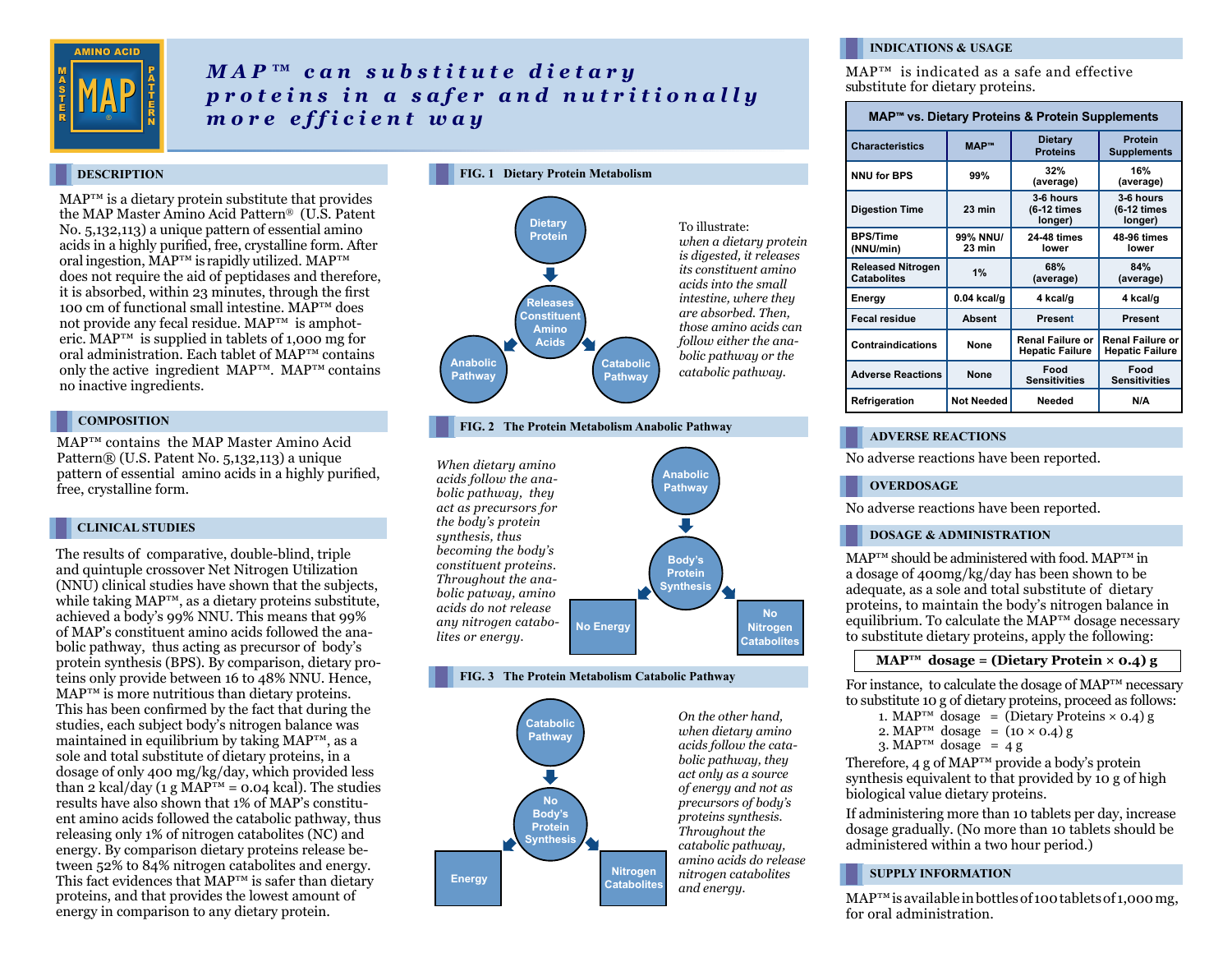AMINO ACID MAP® MASTER PATTERN

# *MAP™ can substitute dietary proteins in a safer and nutritionally more efficient way*

## DESCRIPTION

MAP™ is a dietary protein substitute that provides the MAP Master Amino Acid Pattern® (U.S. Patent No. 5,132,113) a unique pattern of essential amino acids in a highly purified, free, crystalline form. After oral ingestion, MAP™ is rapidly utilized. MAP™ does not require the aid of peptidases and therefore, it is absorbed, within 23 minutes, through the first 100 cm of functional small intestine. MAP™ does not provide any fecal residue. MAP™ is amphoteric. MAP™ is supplied in tablets of 1,000 mg for oral administration. Each tablet of MAP™ contains only the active ingredient MAP™. MAP™ contains no inactive ingredients.

## COMPOSITION

MAP™ contains the MAP Master Amino Acid Pattern® (U.S. Patent No. 5,132,113) a unique pattern of essential amino acids in a highly purified, free, crystalline form.

## CLINICAL STUDIES

The results of comparative, double-blind, triple and quintuple crossover Net Nitrogen Utilization (NNU) clinical studies have shown that the subjects, while taking MAP™, as a dietary proteins substitute, achieved a body's 99% NNU. This means that 99% of MAP's constituent amino acids followed the anabolic pathway, thus acting as precursor of body's protein synthesis (BPS). By comparison, dietary proteins only provide between 16 to 48% NNU. Hence, MAP™ is more nutritious than dietary proteins. This has been confirmed by the fact that during the studies, each subject body's nitrogen balance was maintained in equilibrium by taking MAP™, as a sole and total substitute of dietary proteins, in a dosage of only 400 mg/kg/day, which provided less than 2 kcal/day (1 g MAP™ = 0.04 kcal). The studies results have also shown that 1% of MAP's constituent amino acids followed the catabolic pathway, thus releasing only 1% of nitrogen catabolites (NC) and energy. By comparison dietary proteins release between 52% to 84% nitrogen catabolites and energy. This fact evidences that MAP™ is safer than dietary proteins, and that provides the lowest amount of energy in comparison to any dietary protein.

## FIG. 1 Dietary Protein Metabolism

Dietary Protein → Releases Constituent Amino Acids → Anabolic Pathway / Catabolic Pathway

*To illustrate: when a dietary protein is digested, it releases its constituent amino acids into the small intestine, where they are absorbed. Then, those amino acids can follow either the anabolic pathway or the catabolic pathway.*

## FIG. 2 The Protein Metabolism Anabolic Pathway

*When dietary amino acids follow the anabolic pathway, they act as precursors for the body's protein synthesis, thus becoming the body's constituent proteins. Throughout the anabolic patway, amino acids do not release any nitrogen catabolites or energy.*

Anabolic Pathway → Body's Protein Synthesis → No Energy / No Nitrogen Catabolites

## FIG. 3 The Protein Metabolism Catabolic Pathway

Catabolic Pathway → No Body's Protein Synthesis → Energy / Nitrogen Catabolites

*On the other hand, when dietary amino acids follow the catabolic pathway, they act only as a source of energy and not as precursors of body's proteins synthesis. Throughout the catabolic pathway, amino acids do release nitrogen catabolites and energy.*

## INDICATIONS & USAGE

MAP™ is indicated as a safe and effective substitute for dietary proteins.

**MAP™ vs. Dietary Proteins & Protein Supplements**

| Characteristics | MAP™ | Dietary Proteins | Protein Supplements |
|---|---|---|---|
| NNU for BPS | 99% | 32% (average) | 16% (average) |
| Digestion Time | 23 min | 3-6 hours (6-12 times longer) | 3-6 hours (6-12 times longer) |
| BPS/Time (NNU/min) | 99% NNU/ 23 min | 24-48 times lower | 48-96 times lower |
| Released Nitrogen Catabolites | 1% | 68% (average) | 84% (average) |
| Energy | 0.04 kcal/g | 4 kcal/g | 4 kcal/g |
| Fecal residue | Absent | Present | Present |
| Contraindications | None | Renal Failure or Hepatic Failure | Renal Failure or Hepatic Failure |
| Adverse Reactions | None | Food Sensitivities | Food Sensitivities |
| Refrigeration | Not Needed | Needed | N/A |

## ADVERSE REACTIONS

No adverse reactions have been reported.

## OVERDOSAGE

No adverse reactions have been reported.

## DOSAGE & ADMINISTRATION

MAP™ should be administered with food. MAP™ in a dosage of 400mg/kg/day has been shown to be adequate, as a sole and total substitute of dietary proteins, to maintain the body's nitrogen balance in equilibrium. To calculate the MAP™ dosage necessary to substitute dietary proteins, apply the following:

**MAP™ dosage = (Dietary Protein × 0.4) g**

For instance, to calculate the dosage of MAP™ necessary to substitute 10 g of dietary proteins, proceed as follows:

1. MAP™ dosage = (Dietary Proteins × 0.4) g
2. MAP™ dosage = (10 × 0.4) g
3. MAP™ dosage = 4 g

Therefore, 4 g of MAP™ provide a body's protein synthesis equivalent to that provided by 10 g of high biological value dietary proteins.

If administering more than 10 tablets per day, increase dosage gradually. (No more than 10 tablets should be administered within a two hour period.)

## SUPPLY INFORMATION

MAP™ is available in bottles of 100 tablets of 1,000 mg, for oral administration.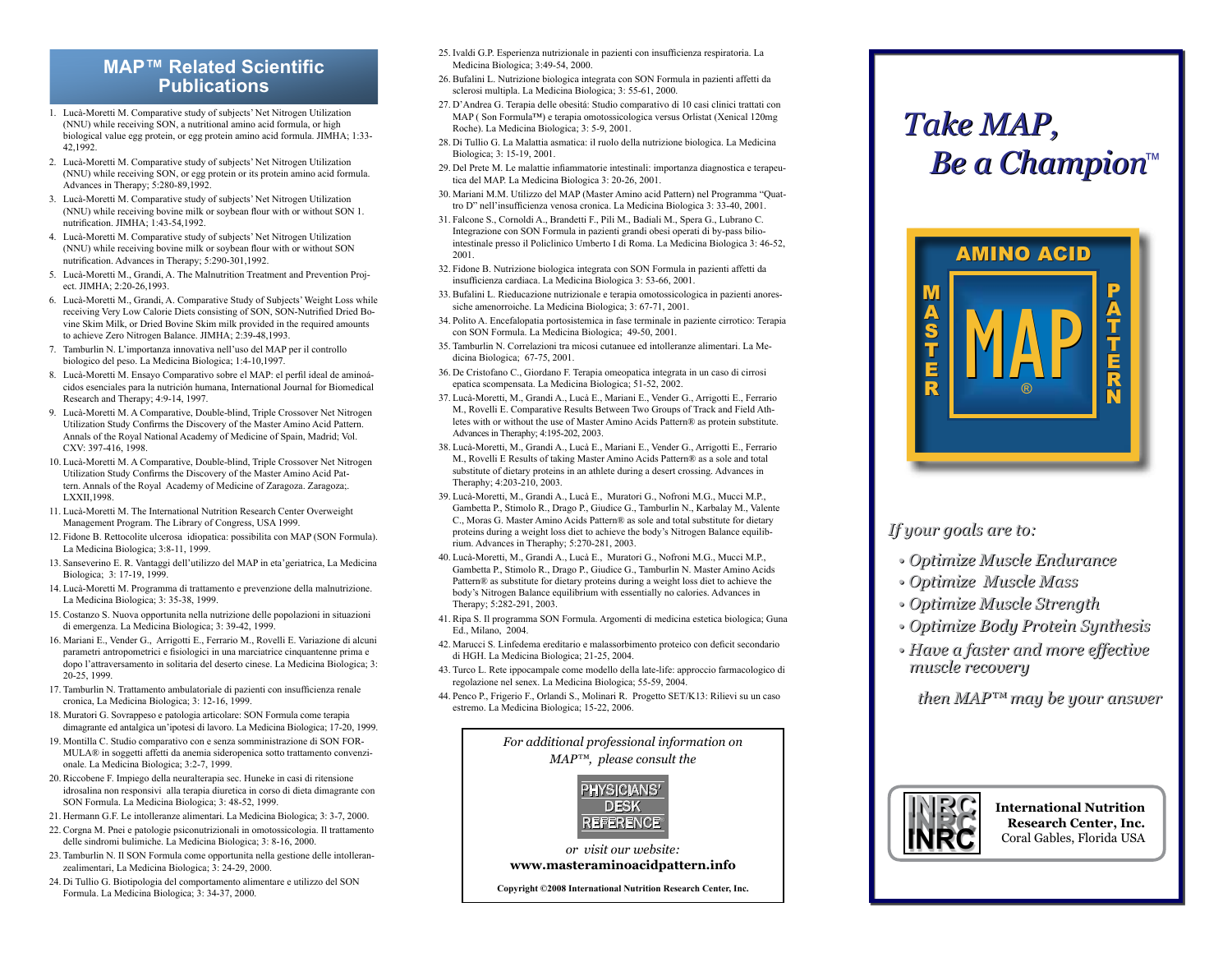## MAP™ Related Scientific Publications

1. Lucà-Moretti M. Comparative study of subjects' Net Nitrogen Utilization (NNU) while receiving SON, a nutritional amino acid formula, or high biological value egg protein, or egg protein amino acid formula. JIMHA; 1:33-42,1992.
2. Lucà-Moretti M. Comparative study of subjects' Net Nitrogen Utilization (NNU) while receiving SON, or egg protein or its protein amino acid formula. Advances in Therapy; 5:280-89,1992.
3. Lucà-Moretti M. Comparative study of subjects' Net Nitrogen Utilization (NNU) while receiving bovine milk or soybean flour with or without SON 1. nutrification. JIMHA; 1:43-54,1992.
4. Lucà-Moretti M. Comparative study of subjects' Net Nitrogen Utilization (NNU) while receiving bovine milk or soybean flour with or without SON nutrification. Advances in Therapy; 5:290-301,1992.
5. Lucà-Moretti M., Grandi, A. The Malnutrition Treatment and Prevention Project. JIMHA; 2:20-26,1993.
6. Lucà-Moretti M., Grandi, A. Comparative Study of Subjects' Weight Loss while receiving Very Low Calorie Diets consisting of SON, SON-Nutrified Dried Bovine Skim Milk, or Dried Bovine Skim milk provided in the required amounts to achieve Zero Nitrogen Balance. JIMHA; 2:39-48,1993.
7. Tamburlin N. L'importanza innovativa nell'uso del MAP per il controllo biologico del peso. La Medicina Biologica; 1:4-10,1997.
8. Lucà-Moretti M. Ensayo Comparativo sobre el MAP: el perfil ideal de aminoácidos esenciales para la nutrición humana, International Journal for Biomedical Research and Therapy; 4:9-14, 1997.
9. Lucà-Moretti M. A Comparative, Double-blind, Triple Crossover Net Nitrogen Utilization Study Confirms the Discovery of the Master Amino Acid Pattern. Annals of the Royal National Academy of Medicine of Spain, Madrid; Vol. CXV: 397-416, 1998.
10. Lucà-Moretti M. A Comparative, Double-blind, Triple Crossover Net Nitrogen Utilization Study Confirms the Discovery of the Master Amino Acid Pattern. Annals of the Royal Academy of Medicine of Zaragoza. Zaragoza;. LXXII,1998.
11. Lucà-Moretti M. The International Nutrition Research Center Overweight Management Program. The Library of Congress, USA 1999.
12. Fidone B. Rettocolite ulcerosa idiopatica: possibilita con MAP (SON Formula). La Medicina Biologica; 3:8-11, 1999.
13. Sanseverino E. R. Vantaggi dell'utilizzo del MAP in eta'geriatrica, La Medicina Biologica; 3: 17-19, 1999.
14. Lucà-Moretti M. Programma di trattamento e prevenzione della malnutrizione. La Medicina Biologica; 3: 35-38, 1999.
15. Costanzo S. Nuova opportunita nella nutrizione delle popolazioni in situazioni di emergenza. La Medicina Biologica; 3: 39-42, 1999.
16. Mariani E., Vender G., Arrigotti E., Ferrario M., Rovelli E. Variazione di alcuni parametri antropometrici e fisiologici in una marciatrice cinquantenne prima e dopo l'attraversamento in solitaria del deserto cinese. La Medicina Biologica; 3: 20-25, 1999.
17. Tamburlin N. Trattamento ambulatoriale di pazienti con insufficienza renale cronica, La Medicina Biologica; 3: 12-16, 1999.
18. Muratori G. Sovrappeso e patologia articolare: SON Formula come terapia dimagrante ed antalgica un'ipotesi di lavoro. La Medicina Biologica; 17-20, 1999.
19. Montilla C. Studio comparativo con e senza somministrazione di SON FORMULA® in soggetti affetti da anemia sideropenica sotto trattamento convenzionale. La Medicina Biologica; 3:2-7, 1999.
20. Riccobene F. Impiego della neuralterapia sec. Huneke in casi di ritensione idrosalina non responsivi alla terapia diuretica in corso di dieta dimagrante con SON Formula. La Medicina Biologica; 3: 48-52, 1999.
21. Hermann G.F. Le intolleranze alimentari. La Medicina Biologica; 3: 3-7, 2000.
22. Corgna M. Pnei e patologie psiconutrizionali in omotossicologia. Il trattamento delle sindromi bulimiche. La Medicina Biologica; 3: 8-16, 2000.
23. Tamburlin N. Il SON Formula come opportunita nella gestione delle intolleranzealimentari, La Medicina Biologica; 3: 24-29, 2000.
24. Di Tullio G. Biotipologia del comportamento alimentare e utilizzo del SON Formula. La Medicina Biologica; 3: 34-37, 2000.
25. Ivaldi G.P. Esperienza nutrizionale in pazienti con insufficienza respiratoria. La Medicina Biologica; 3:49-54, 2000.
26. Bufalini L. Nutrizione biologica integrata con SON Formula in pazienti affetti da sclerosi multipla. La Medicina Biologica; 3: 55-61, 2000.
27. D'Andrea G. Terapia delle obesità: Studio comparativo di 10 casi clinici trattati con MAP ( Son Formula™) e terapia omotossicologica versus Orlistat (Xenical 120mg Roche). La Medicina Biologica; 3: 5-9, 2001.
28. Di Tullio G. La Malattia asmatica: il ruolo della nutrizione biologica. La Medicina Biologica; 3: 15-19, 2001.
29. Del Prete M. Le malattie infiammatorie intestinali: importanza diagnostica e terapeutica del MAP. La Medicina Biologica 3: 20-26, 2001.
30. Mariani M.M. Utilizzo del MAP (Master Amino acid Pattern) nel Programma "Quattro D" nell'insufficienza venosa cronica. La Medicina Biologica 3: 33-40, 2001.
31. Falcone S., Cornoldi A., Brandetti F., Pili M., Badiali M., Spera G., Lubrano C. Integrazione con SON Formula in pazienti grandi obesi operati di by-pass bilio-intestinale presso il Policlinico Umberto I di Roma. La Medicina Biologica 3: 46-52, 2001.
32. Fidone B. Nutrizione biologica integrata con SON Formula in pazienti affetti da insufficienza cardiaca. La Medicina Biologica 3: 53-66, 2001.
33. Bufalini L. Rieducazione nutrizionale e terapia omotossicologica in pazienti anoressiche amenorroiche. La Medicina Biologica; 3: 67-71, 2001.
34. Polito A. Encefalopatia portosistemica in fase terminale in paziente cirrotico: Terapia con SON Formula. La Medicina Biologica; 49-50, 2001.
35. Tamburlin N. Correlazioni tra micosi cutanee ed intolleranze alimentari. La Medicina Biologica; 67-75, 2001.
36. De Cristofano C., Giordano F. Terapia omeopatica integrata in un caso di cirrosi epatica scompensata. La Medicina Biologica; 51-52, 2002.
37. Lucà-Moretti, M., Grandi A., Lucà E., Mariani E., Vender G., Arrigotti E., Ferrario M., Rovelli E. Comparative Results Between Two Groups of Track and Field Athletes with or without the use of Master Amino Acids Pattern® as protein substitute. Advances in Theraphy; 4:195-202, 2003.
38. Lucà-Moretti, M., Grandi A., Lucà E., Mariani E., Vender G., Arrigotti E., Ferrario M., Rovelli E Results of taking Master Amino Acids Pattern® as a sole and total substitute of dietary proteins in an athlete during a desert crossing. Advances in Theraphy; 4:203-210, 2003.
39. Lucà-Moretti, M., Grandi A., Lucà E., Muratori G., Nofroni M.G., Mucci M.P., Gambetta P., Stimolo R., Drago P., Giudice G., Tamburlin N., Karbalay M., Valente C., Moras G. Master Amino Acids Pattern® as sole and total substitute for dietary proteins during a weight loss diet to achieve the body's Nitrogen Balance equilibrium. Advances in Theraphy; 5:270-281, 2003.
40. Lucà-Moretti, M., Grandi A., Lucà E., Muratori G., Nofroni M.G., Mucci M.P., Gambetta P., Stimolo R., Drago P., Giudice G., Tamburlin N. Master Amino Acids Pattern® as substitute for dietary proteins during a weight loss diet to achieve the body's Nitrogen Balance equilibrium with essentially no calories. Advances in Therapy; 5:282-291, 2003.
41. Ripa S. Il programma SON Formula. Argomenti di medicina estetica biologica; Guna Ed., Milano, 2004.
42. Marucci S. Linfedema ereditario e malassorbimento proteico con deficit secondario di HGH. La Medicina Biologica; 21-25, 2004.
43. Turco L. Rete ippocampale come modello della late-life: approccio farmacologico di regolazione nel senex. La Medicina Biologica; 55-59, 2004.
44. Penco P., Frigerio F., Orlandi S., Molinari R. Progetto SET/K13: Rilievi su un caso estremo. La Medicina Biologica; 15-22, 2006.

*For additional professional information on MAP™, please consult the*

PHYSICIANS' DESK REFERENCE

*or visit our website:*

**www.masteraminoacidpattern.info**

**Copyright ©2008 International Nutrition Research Center, Inc.**

# *Take MAP, Be a Champion™*

AMINO ACID
MASTER MAP® PATTERN

*If your goals are to:*

- *Optimize Muscle Endurance*
- *Optimize Muscle Mass*
- *Optimize Muscle Strength*
- *Optimize Body Protein Synthesis*
- *Have a faster and more effective muscle recovery*

*then MAP™ may be your answer*

INRC

**International Nutrition Research Center, Inc.**
Coral Gables, Florida USA